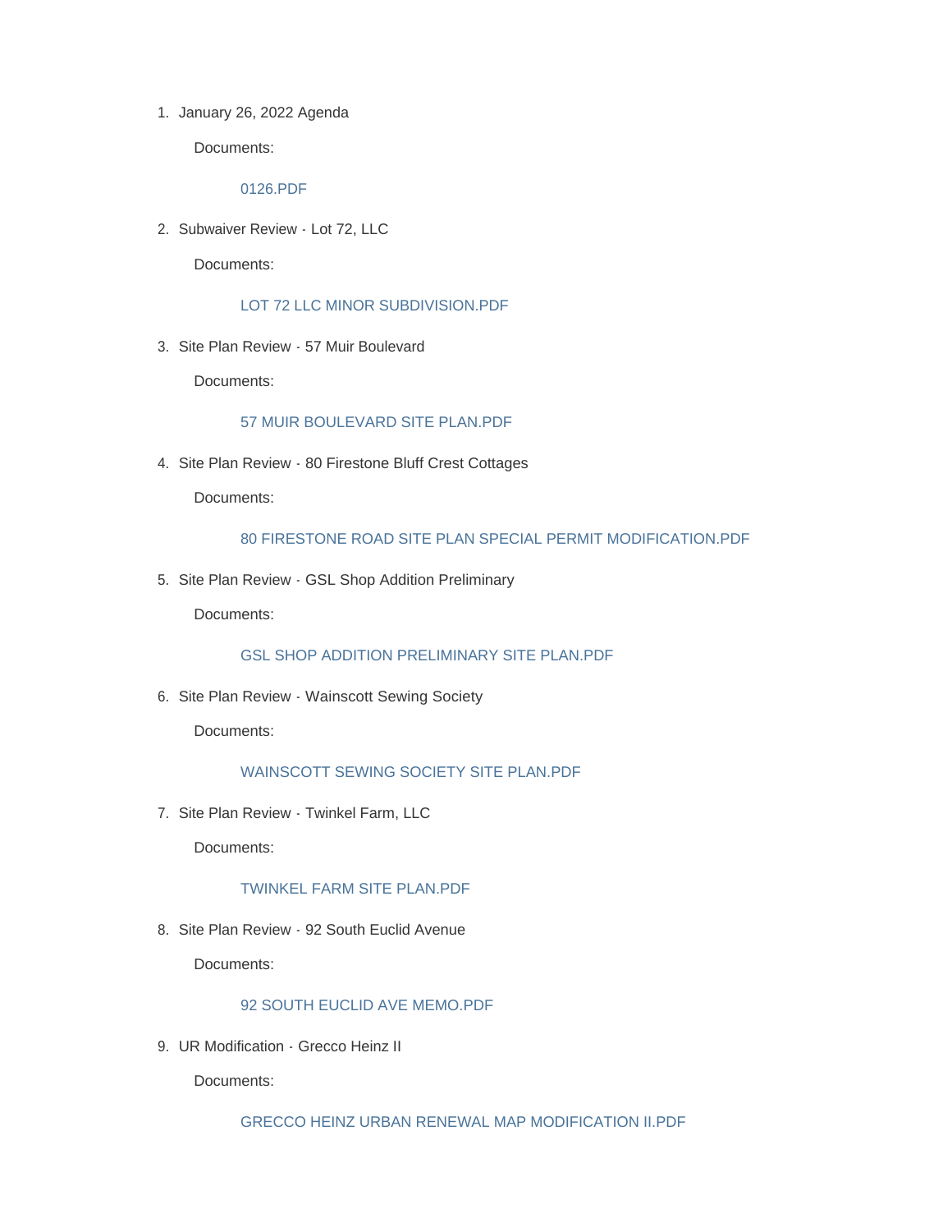1. January 26, 2022 Agenda

   Documents:

   0126.PDF

2. Subwaiver Review - Lot 72, LLC

   Documents:

   LOT 72 LLC MINOR SUBDIVISION.PDF

3. Site Plan Review - 57 Muir Boulevard

   Documents:

   57 MUIR BOULEVARD SITE PLAN.PDF

4. Site Plan Review - 80 Firestone Bluff Crest Cottages

   Documents:

   80 FIRESTONE ROAD SITE PLAN SPECIAL PERMIT MODIFICATION.PDF

5. Site Plan Review - GSL Shop Addition Preliminary

   Documents:

   GSL SHOP ADDITION PRELIMINARY SITE PLAN.PDF

6. Site Plan Review - Wainscott Sewing Society

   Documents:

   WAINSCOTT SEWING SOCIETY SITE PLAN.PDF

7. Site Plan Review - Twinkel Farm, LLC

   Documents:

   TWINKEL FARM SITE PLAN.PDF

8. Site Plan Review - 92 South Euclid Avenue

   Documents:

   92 SOUTH EUCLID AVE MEMO.PDF

9. UR Modification - Grecco Heinz II

   Documents:

   GRECCO HEINZ URBAN RENEWAL MAP MODIFICATION II.PDF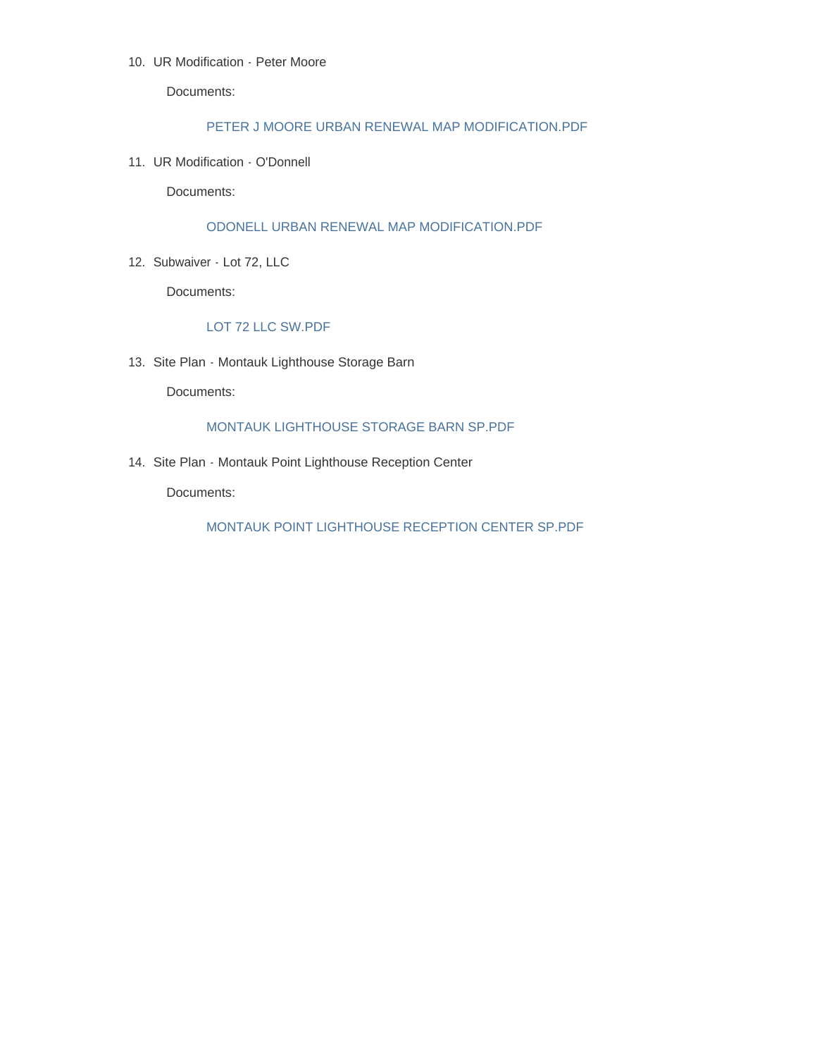10. UR Modification - Peter Moore

    Documents:

    PETER J MOORE URBAN RENEWAL MAP MODIFICATION.PDF

11. UR Modification - O'Donnell

    Documents:

    ODONELL URBAN RENEWAL MAP MODIFICATION.PDF

12. Subwaiver - Lot 72, LLC

    Documents:

    LOT 72 LLC SW.PDF

13. Site Plan - Montauk Lighthouse Storage Barn

    Documents:

    MONTAUK LIGHTHOUSE STORAGE BARN SP.PDF

14. Site Plan - Montauk Point Lighthouse Reception Center

    Documents:

    MONTAUK POINT LIGHTHOUSE RECEPTION CENTER SP.PDF